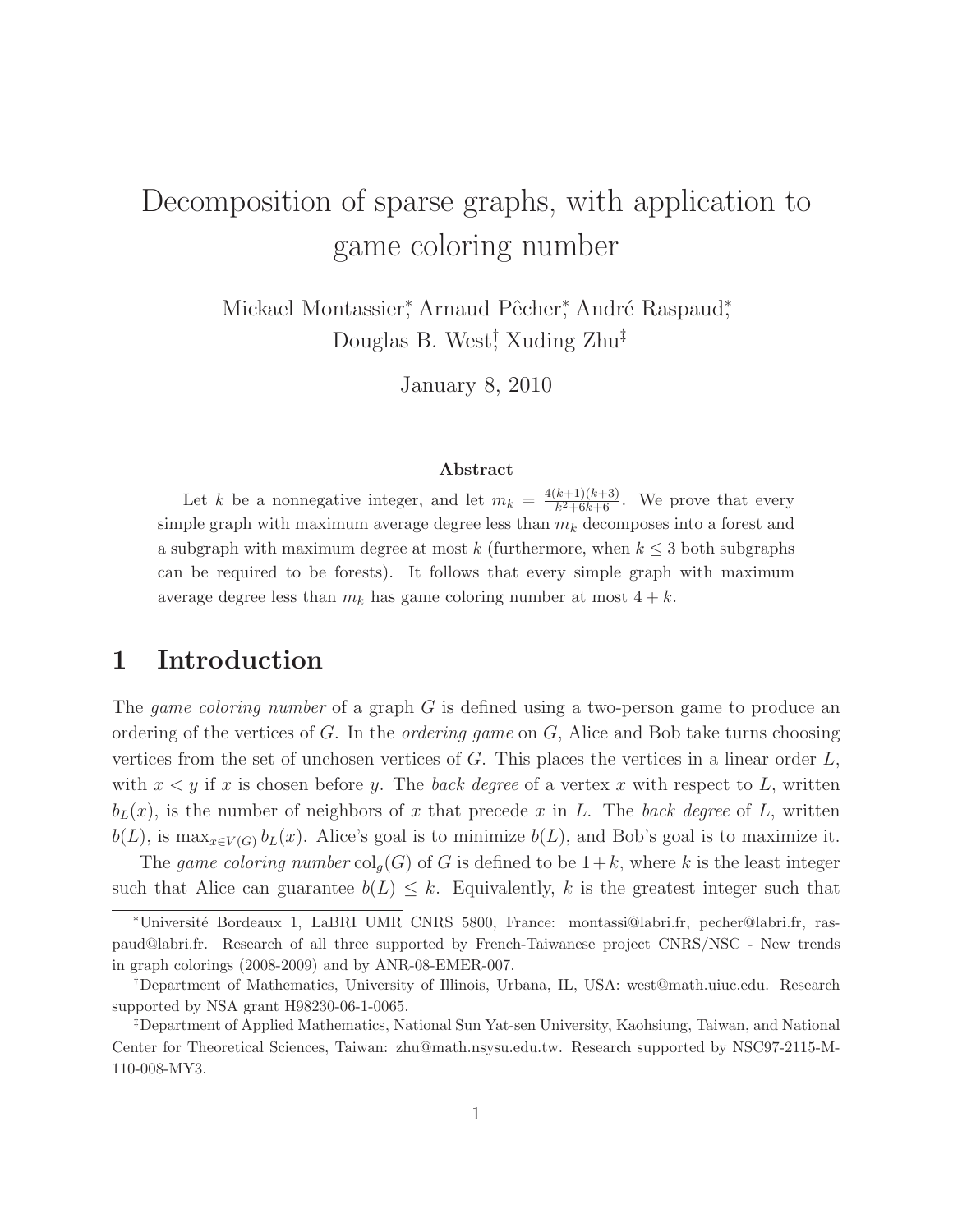# Decomposition of sparse graphs, with application to game coloring number

Mickael Montassier[*], Arnaud Pêcher[*], André Raspaud[*], Douglas B. West[†], Xuding Zhu[‡]

January 8, 2010

## Abstract

Let $k$ be a nonnegative integer, and let $m_k = \frac{4(k+1)(k+3)}{k^2+6k+6}$. We prove that every simple graph with maximum average degree less than $m_k$ decomposes into a forest and a subgraph with maximum degree at most $k$ (furthermore, when $k \leq 3$ both subgraphs can be required to be forests). It follows that every simple graph with maximum average degree less than $m_k$ has game coloring number at most $4 + k$.

## 1 Introduction

The *game coloring number* of a graph $G$ is defined using a two-person game to produce an ordering of the vertices of $G$. In the *ordering game* on $G$, Alice and Bob take turns choosing vertices from the set of unchosen vertices of $G$. This places the vertices in a linear order $L$, with $x < y$ if $x$ is chosen before $y$. The *back degree* of a vertex $x$ with respect to $L$, written $b_L(x)$, is the number of neighbors of $x$ that precede $x$ in $L$. The *back degree* of $L$, written $b(L)$, is $\max_{x \in V(G)} b_L(x)$. Alice's goal is to minimize $b(L)$, and Bob's goal is to maximize it.

The *game coloring number* $\mathrm{col}_g(G)$ of $G$ is defined to be $1+k$, where $k$ is the least integer such that Alice can guarantee $b(L) \leq k$. Equivalently, $k$ is the greatest integer such that

[*]Université Bordeaux 1, LaBRI UMR CNRS 5800, France: montassi@labri.fr, pecher@labri.fr, raspaud@labri.fr. Research of all three supported by French-Taiwanese project CNRS/NSC - New trends in graph colorings (2008-2009) and by ANR-08-EMER-007.

[†]Department of Mathematics, University of Illinois, Urbana, IL, USA: west@math.uiuc.edu. Research supported by NSA grant H98230-06-1-0065.

[‡]Department of Applied Mathematics, National Sun Yat-sen University, Kaohsiung, Taiwan, and National Center for Theoretical Sciences, Taiwan: zhu@math.nsysu.edu.tw. Research supported by NSC97-2115-M-110-008-MY3.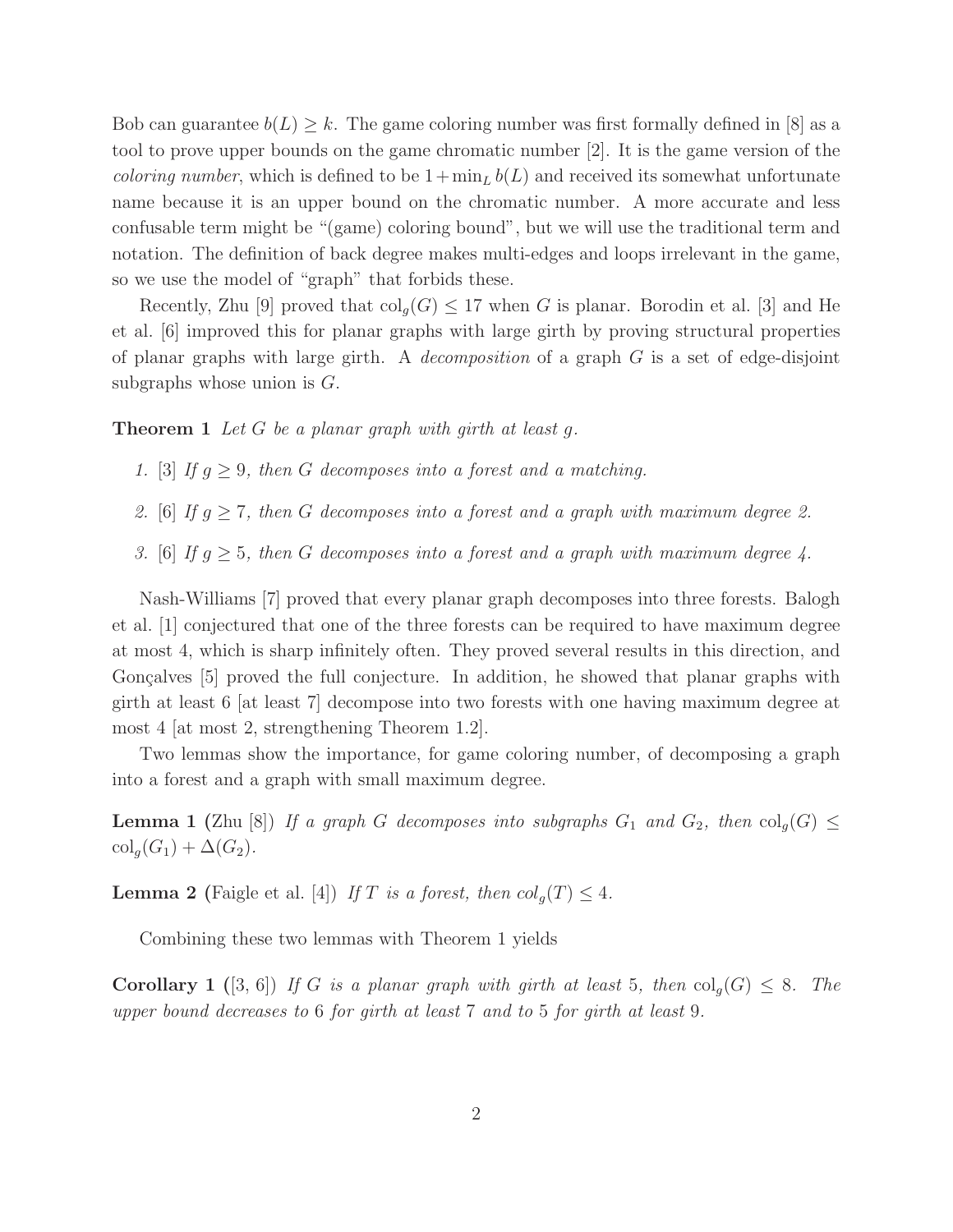Bob can guarantee $b(L) \geq k$. The game coloring number was first formally defined in [8] as a tool to prove upper bounds on the game chromatic number [2]. It is the game version of the *coloring number*, which is defined to be $1+\min_L b(L)$ and received its somewhat unfortunate name because it is an upper bound on the chromatic number. A more accurate and less confusable term might be "(game) coloring bound", but we will use the traditional term and notation. The definition of back degree makes multi-edges and loops irrelevant in the game, so we use the model of "graph" that forbids these.

Recently, Zhu [9] proved that $\mathrm{col}_g(G) \leq 17$ when $G$ is planar. Borodin et al. [3] and He et al. [6] improved this for planar graphs with large girth by proving structural properties of planar graphs with large girth. A *decomposition* of a graph $G$ is a set of edge-disjoint subgraphs whose union is $G$.

**Theorem 1** *Let $G$ be a planar graph with girth at least $g$.*

1. [3] *If $g \geq 9$, then $G$ decomposes into a forest and a matching.*
2. [6] *If $g \geq 7$, then $G$ decomposes into a forest and a graph with maximum degree 2.*
3. [6] *If $g \geq 5$, then $G$ decomposes into a forest and a graph with maximum degree 4.*

Nash-Williams [7] proved that every planar graph decomposes into three forests. Balogh et al. [1] conjectured that one of the three forests can be required to have maximum degree at most 4, which is sharp infinitely often. They proved several results in this direction, and Gonçalves [5] proved the full conjecture. In addition, he showed that planar graphs with girth at least 6 [at least 7] decompose into two forests with one having maximum degree at most 4 [at most 2, strengthening Theorem 1.2].

Two lemmas show the importance, for game coloring number, of decomposing a graph into a forest and a graph with small maximum degree.

**Lemma 1** (Zhu [8]) *If a graph $G$ decomposes into subgraphs $G_1$ and $G_2$, then $\mathrm{col}_g(G) \leq \mathrm{col}_g(G_1) + \Delta(G_2)$.*

**Lemma 2** (Faigle et al. [4]) *If $T$ is a forest, then $col_g(T) \leq 4$.*

Combining these two lemmas with Theorem 1 yields

**Corollary 1** ([3, 6]) *If $G$ is a planar graph with girth at least 5, then $\mathrm{col}_g(G) \leq 8$. The upper bound decreases to 6 for girth at least 7 and to 5 for girth at least 9.*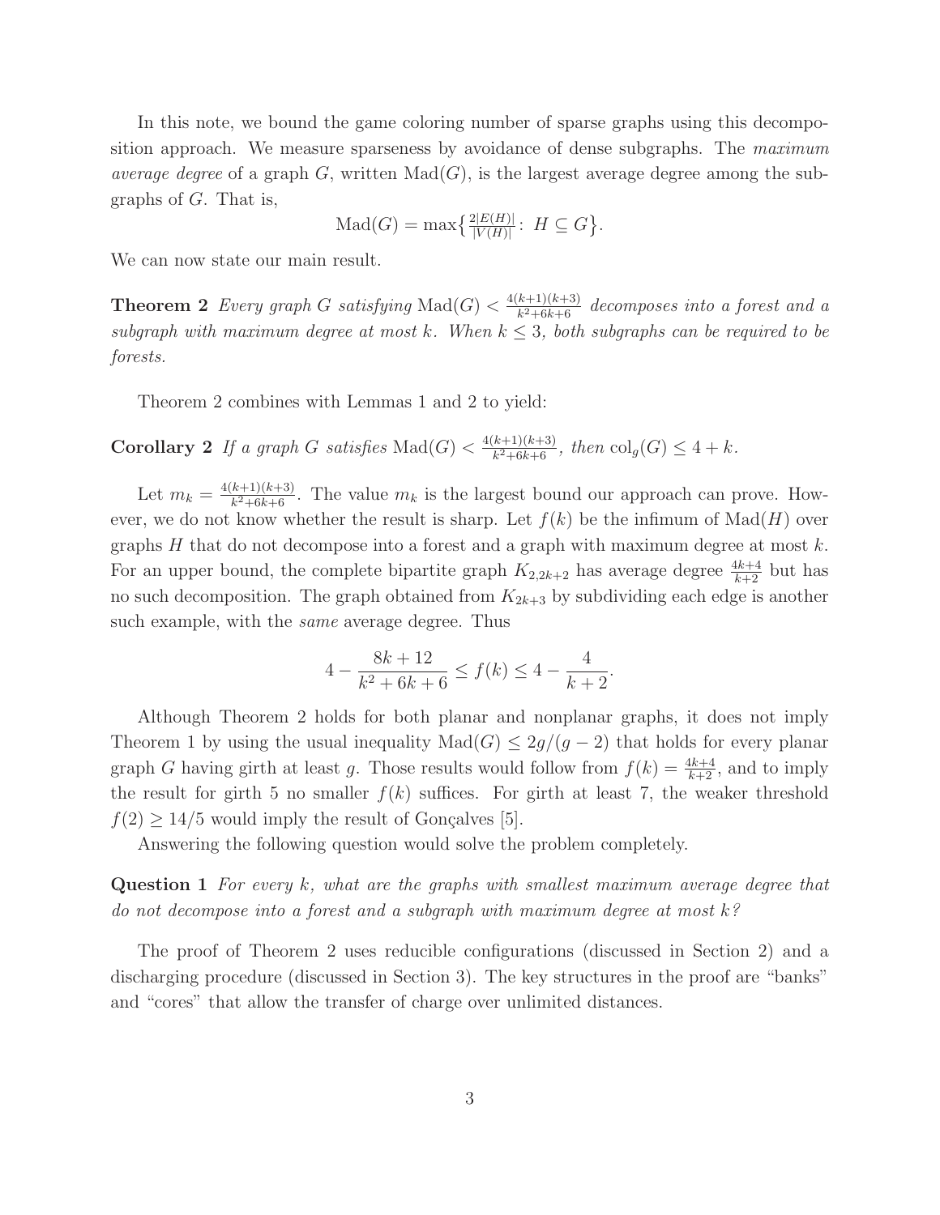In this note, we bound the game coloring number of sparse graphs using this decomposition approach. We measure sparseness by avoidance of dense subgraphs. The *maximum average degree* of a graph $G$, written $\mathrm{Mad}(G)$, is the largest average degree among the subgraphs of $G$. That is,

$$\mathrm{Mad}(G) = \max\left\{\tfrac{2|E(H)|}{|V(H)|}\colon\ H \subseteq G\right\}.$$

We can now state our main result.

**Theorem 2** *Every graph $G$ satisfying $\mathrm{Mad}(G) < \frac{4(k+1)(k+3)}{k^2+6k+6}$ decomposes into a forest and a subgraph with maximum degree at most $k$. When $k \le 3$, both subgraphs can be required to be forests.*

Theorem 2 combines with Lemmas 1 and 2 to yield:

**Corollary 2** *If a graph $G$ satisfies $\mathrm{Mad}(G) < \frac{4(k+1)(k+3)}{k^2+6k+6}$, then $\mathrm{col}_g(G) \le 4 + k$.*

Let $m_k = \frac{4(k+1)(k+3)}{k^2+6k+6}$. The value $m_k$ is the largest bound our approach can prove. However, we do not know whether the result is sharp. Let $f(k)$ be the infimum of $\mathrm{Mad}(H)$ over graphs $H$ that do not decompose into a forest and a graph with maximum degree at most $k$. For an upper bound, the complete bipartite graph $K_{2,2k+2}$ has average degree $\frac{4k+4}{k+2}$ but has no such decomposition. The graph obtained from $K_{2k+3}$ by subdividing each edge is another such example, with the *same* average degree. Thus

$$4 - \frac{8k+12}{k^2+6k+6} \le f(k) \le 4 - \frac{4}{k+2}.$$

Although Theorem 2 holds for both planar and nonplanar graphs, it does not imply Theorem 1 by using the usual inequality $\mathrm{Mad}(G) \le 2g/(g-2)$ that holds for every planar graph $G$ having girth at least $g$. Those results would follow from $f(k) = \frac{4k+4}{k+2}$, and to imply the result for girth 5 no smaller $f(k)$ suffices. For girth at least 7, the weaker threshold $f(2) \ge 14/5$ would imply the result of Gonçalves [5].

Answering the following question would solve the problem completely.

**Question 1** *For every $k$, what are the graphs with smallest maximum average degree that do not decompose into a forest and a subgraph with maximum degree at most $k$?*

The proof of Theorem 2 uses reducible configurations (discussed in Section 2) and a discharging procedure (discussed in Section 3). The key structures in the proof are "banks" and "cores" that allow the transfer of charge over unlimited distances.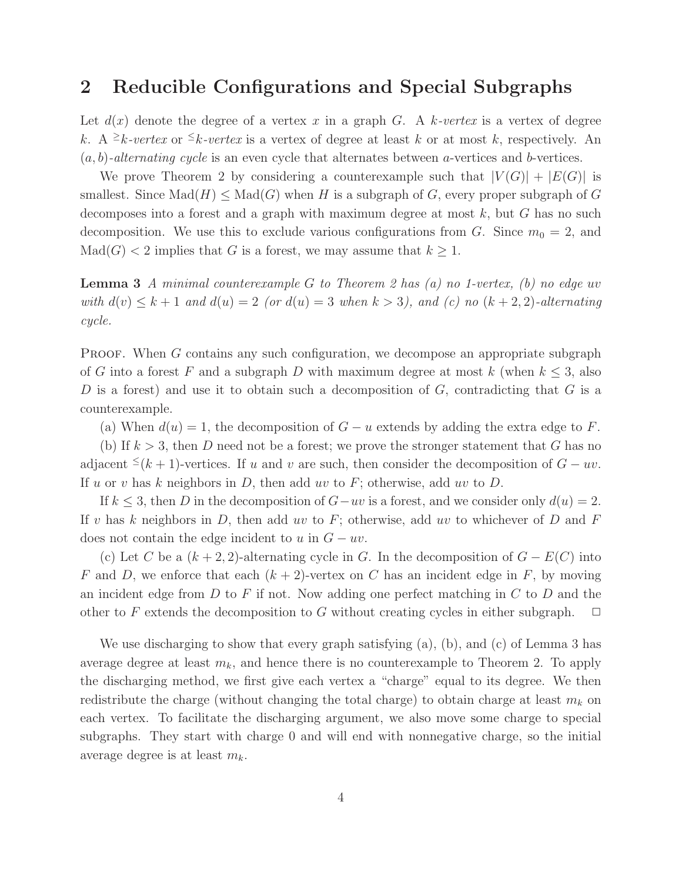## 2 Reducible Configurations and Special Subgraphs

Let $d(x)$ denote the degree of a vertex $x$ in a graph $G$. A *$k$-vertex* is a vertex of degree $k$. A *${}^{\geq}k$-vertex* or *${}^{\leq}k$-vertex* is a vertex of degree at least $k$ or at most $k$, respectively. An *$(a, b)$-alternating cycle* is an even cycle that alternates between $a$-vertices and $b$-vertices.

We prove Theorem 2 by considering a counterexample such that $|V(G)| + |E(G)|$ is smallest. Since $\text{Mad}(H) \leq \text{Mad}(G)$ when $H$ is a subgraph of $G$, every proper subgraph of $G$ decomposes into a forest and a graph with maximum degree at most $k$, but $G$ has no such decomposition. We use this to exclude various configurations from $G$. Since $m_0 = 2$, and $\text{Mad}(G) < 2$ implies that $G$ is a forest, we may assume that $k \geq 1$.

**Lemma 3** *A minimal counterexample $G$ to Theorem 2 has (a) no 1-vertex, (b) no edge $uv$ with $d(v) \leq k+1$ and $d(u) = 2$ (or $d(u) = 3$ when $k > 3$), and (c) no $(k+2, 2)$-alternating cycle.*

Proof. When $G$ contains any such configuration, we decompose an appropriate subgraph of $G$ into a forest $F$ and a subgraph $D$ with maximum degree at most $k$ (when $k \leq 3$, also $D$ is a forest) and use it to obtain such a decomposition of $G$, contradicting that $G$ is a counterexample.

(a) When $d(u) = 1$, the decomposition of $G - u$ extends by adding the extra edge to $F$.

(b) If $k > 3$, then $D$ need not be a forest; we prove the stronger statement that $G$ has no adjacent ${}^{\leq}(k+1)$-vertices. If $u$ and $v$ are such, then consider the decomposition of $G - uv$. If $u$ or $v$ has $k$ neighbors in $D$, then add $uv$ to $F$; otherwise, add $uv$ to $D$.

If $k \leq 3$, then $D$ in the decomposition of $G - uv$ is a forest, and we consider only $d(u) = 2$. If $v$ has $k$ neighbors in $D$, then add $uv$ to $F$; otherwise, add $uv$ to whichever of $D$ and $F$ does not contain the edge incident to $u$ in $G - uv$.

(c) Let $C$ be a $(k+2, 2)$-alternating cycle in $G$. In the decomposition of $G - E(C)$ into $F$ and $D$, we enforce that each $(k+2)$-vertex on $C$ has an incident edge in $F$, by moving an incident edge from $D$ to $F$ if not. Now adding one perfect matching in $C$ to $D$ and the other to $F$ extends the decomposition to $G$ without creating cycles in either subgraph. $\square$

We use discharging to show that every graph satisfying (a), (b), and (c) of Lemma 3 has average degree at least $m_k$, and hence there is no counterexample to Theorem 2. To apply the discharging method, we first give each vertex a "charge" equal to its degree. We then redistribute the charge (without changing the total charge) to obtain charge at least $m_k$ on each vertex. To facilitate the discharging argument, we also move some charge to special subgraphs. They start with charge 0 and will end with nonnegative charge, so the initial average degree is at least $m_k$.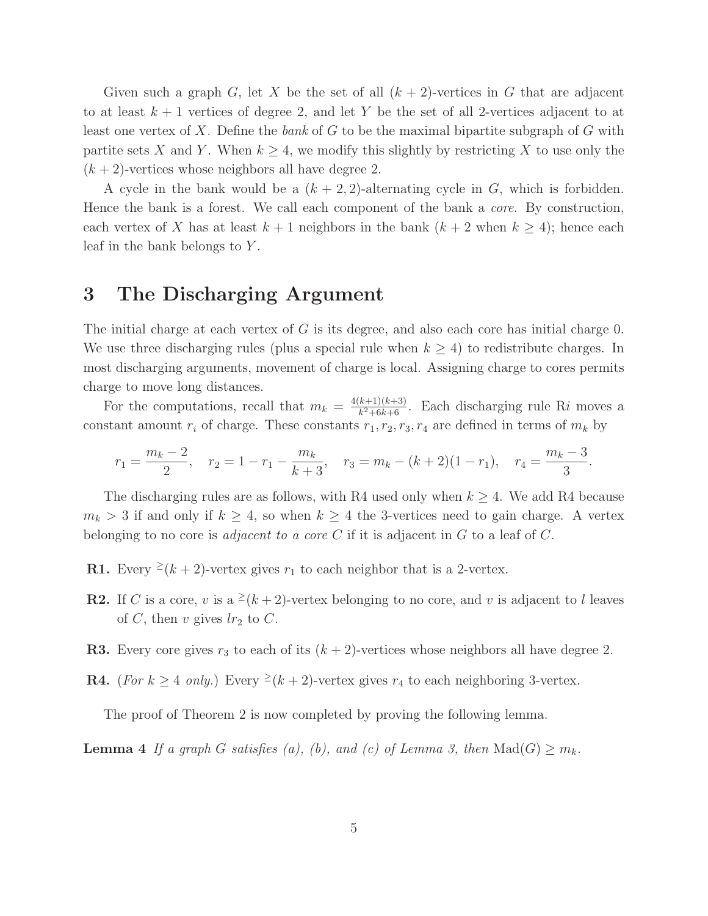Given such a graph $G$, let $X$ be the set of all $(k+2)$-vertices in $G$ that are adjacent to at least $k+1$ vertices of degree 2, and let $Y$ be the set of all 2-vertices adjacent to at least one vertex of $X$. Define the *bank* of $G$ to be the maximal bipartite subgraph of $G$ with partite sets $X$ and $Y$. When $k \geq 4$, we modify this slightly by restricting $X$ to use only the $(k+2)$-vertices whose neighbors all have degree 2.

A cycle in the bank would be a $(k+2,2)$-alternating cycle in $G$, which is forbidden. Hence the bank is a forest. We call each component of the bank a *core*. By construction, each vertex of $X$ has at least $k+1$ neighbors in the bank ($k+2$ when $k \geq 4$); hence each leaf in the bank belongs to $Y$.

# 3 The Discharging Argument

The initial charge at each vertex of $G$ is its degree, and also each core has initial charge 0. We use three discharging rules (plus a special rule when $k \geq 4$) to redistribute charges. In most discharging arguments, movement of charge is local. Assigning charge to cores permits charge to move long distances.

For the computations, recall that $m_k = \frac{4(k+1)(k+3)}{k^2+6k+6}$. Each discharging rule R$i$ moves a constant amount $r_i$ of charge. These constants $r_1, r_2, r_3, r_4$ are defined in terms of $m_k$ by

$$r_1 = \frac{m_k - 2}{2}, \quad r_2 = 1 - r_1 - \frac{m_k}{k+3}, \quad r_3 = m_k - (k+2)(1 - r_1), \quad r_4 = \frac{m_k - 3}{3}.$$

The discharging rules are as follows, with R4 used only when $k \geq 4$. We add R4 because $m_k > 3$ if and only if $k \geq 4$, so when $k \geq 4$ the 3-vertices need to gain charge. A vertex belonging to no core is *adjacent to a core* $C$ if it is adjacent in $G$ to a leaf of $C$.

**R1.** Every $^{\geq}(k+2)$-vertex gives $r_1$ to each neighbor that is a 2-vertex.

**R2.** If $C$ is a core, $v$ is a $^{\geq}(k+2)$-vertex belonging to no core, and $v$ is adjacent to $l$ leaves of $C$, then $v$ gives $lr_2$ to $C$.

**R3.** Every core gives $r_3$ to each of its $(k+2)$-vertices whose neighbors all have degree 2.

**R4.** (*For $k \geq 4$ only.*) Every $^{\geq}(k+2)$-vertex gives $r_4$ to each neighboring 3-vertex.

The proof of Theorem 2 is now completed by proving the following lemma.

**Lemma 4** *If a graph $G$ satisfies (a), (b), and (c) of Lemma 3, then* $\mathrm{Mad}(G) \geq m_k$.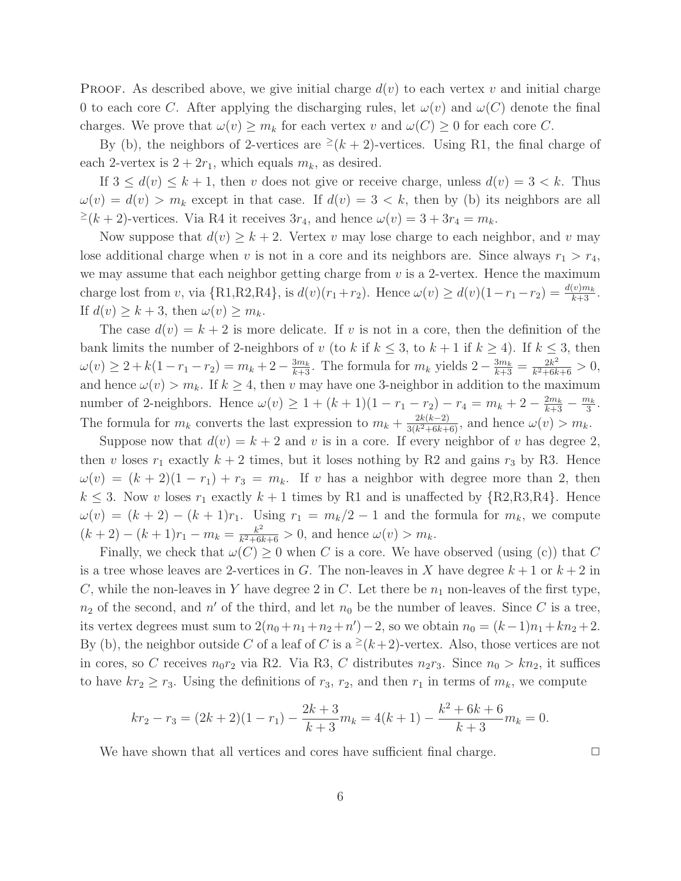PROOF. As described above, we give initial charge $d(v)$ to each vertex $v$ and initial charge 0 to each core $C$. After applying the discharging rules, let $\omega(v)$ and $\omega(C)$ denote the final charges. We prove that $\omega(v) \geq m_k$ for each vertex $v$ and $\omega(C) \geq 0$ for each core $C$.

By (b), the neighbors of 2-vertices are ${}^{\geq}(k+2)$-vertices. Using R1, the final charge of each 2-vertex is $2 + 2r_1$, which equals $m_k$, as desired.

If $3 \leq d(v) \leq k+1$, then $v$ does not give or receive charge, unless $d(v) = 3 < k$. Thus $\omega(v) = d(v) > m_k$ except in that case. If $d(v) = 3 < k$, then by (b) its neighbors are all ${}^{\geq}(k+2)$-vertices. Via R4 it receives $3r_4$, and hence $\omega(v) = 3 + 3r_4 = m_k$.

Now suppose that $d(v) \geq k+2$. Vertex $v$ may lose charge to each neighbor, and $v$ may lose additional charge when $v$ is not in a core and its neighbors are. Since always $r_1 > r_4$, we may assume that each neighbor getting charge from $v$ is a 2-vertex. Hence the maximum charge lost from $v$, via {R1,R2,R4}, is $d(v)(r_1 + r_2)$. Hence $\omega(v) \geq d(v)(1 - r_1 - r_2) = \frac{d(v)m_k}{k+3}$. If $d(v) \geq k+3$, then $\omega(v) \geq m_k$.

The case $d(v) = k+2$ is more delicate. If $v$ is not in a core, then the definition of the bank limits the number of 2-neighbors of $v$ (to $k$ if $k \leq 3$, to $k+1$ if $k \geq 4$). If $k \leq 3$, then $\omega(v) \geq 2 + k(1 - r_1 - r_2) = m_k + 2 - \frac{3m_k}{k+3}$. The formula for $m_k$ yields $2 - \frac{3m_k}{k+3} = \frac{2k^2}{k^2+6k+6} > 0$, and hence $\omega(v) > m_k$. If $k \geq 4$, then $v$ may have one 3-neighbor in addition to the maximum number of 2-neighbors. Hence $\omega(v) \geq 1 + (k+1)(1 - r_1 - r_2) - r_4 = m_k + 2 - \frac{2m_k}{k+3} - \frac{m_k}{3}$. The formula for $m_k$ converts the last expression to $m_k + \frac{2k(k-2)}{3(k^2+6k+6)}$, and hence $\omega(v) > m_k$.

Suppose now that $d(v) = k+2$ and $v$ is in a core. If every neighbor of $v$ has degree 2, then $v$ loses $r_1$ exactly $k+2$ times, but it loses nothing by R2 and gains $r_3$ by R3. Hence $\omega(v) = (k+2)(1 - r_1) + r_3 = m_k$. If $v$ has a neighbor with degree more than 2, then $k \leq 3$. Now $v$ loses $r_1$ exactly $k+1$ times by R1 and is unaffected by {R2,R3,R4}. Hence $\omega(v) = (k+2) - (k+1)r_1$. Using $r_1 = m_k/2 - 1$ and the formula for $m_k$, we compute $(k+2) - (k+1)r_1 - m_k = \frac{k^2}{k^2+6k+6} > 0$, and hence $\omega(v) > m_k$.

Finally, we check that $\omega(C) \geq 0$ when $C$ is a core. We have observed (using (c)) that $C$ is a tree whose leaves are 2-vertices in $G$. The non-leaves in $X$ have degree $k+1$ or $k+2$ in $C$, while the non-leaves in $Y$ have degree 2 in $C$. Let there be $n_1$ non-leaves of the first type, $n_2$ of the second, and $n'$ of the third, and let $n_0$ be the number of leaves. Since $C$ is a tree, its vertex degrees must sum to $2(n_0 + n_1 + n_2 + n') - 2$, so we obtain $n_0 = (k-1)n_1 + kn_2 + 2$. By (b), the neighbor outside $C$ of a leaf of $C$ is a ${}^{\geq}(k+2)$-vertex. Also, those vertices are not in cores, so $C$ receives $n_0 r_2$ via R2. Via R3, $C$ distributes $n_2 r_3$. Since $n_0 > kn_2$, it suffices to have $kr_2 \geq r_3$. Using the definitions of $r_3$, $r_2$, and then $r_1$ in terms of $m_k$, we compute

$$kr_2 - r_3 = (2k+2)(1 - r_1) - \frac{2k+3}{k+3}m_k = 4(k+1) - \frac{k^2+6k+6}{k+3}m_k = 0.$$

We have shown that all vertices and cores have sufficient final charge. $\square$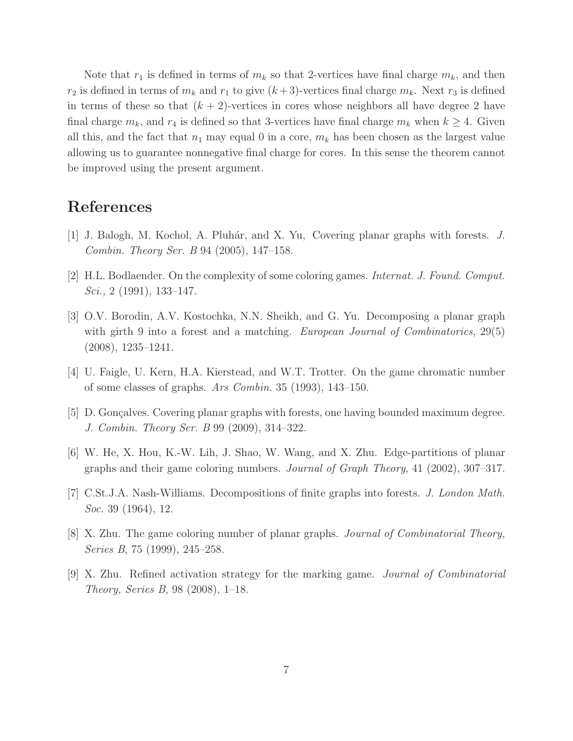Note that $r_1$ is defined in terms of $m_k$ so that 2-vertices have final charge $m_k$, and then $r_2$ is defined in terms of $m_k$ and $r_1$ to give $(k+3)$-vertices final charge $m_k$. Next $r_3$ is defined in terms of these so that $(k+2)$-vertices in cores whose neighbors all have degree 2 have final charge $m_k$, and $r_4$ is defined so that 3-vertices have final charge $m_k$ when $k \geq 4$. Given all this, and the fact that $n_1$ may equal 0 in a core, $m_k$ has been chosen as the largest value allowing us to guarantee nonnegative final charge for cores. In this sense the theorem cannot be improved using the present argument.

## References

[1] J. Balogh, M. Kochol, A. Pluhár, and X. Yu, Covering planar graphs with forests. *J. Combin. Theory Ser. B* 94 (2005), 147–158.

[2] H.L. Bodlaender. On the complexity of some coloring games. *Internat. J. Found. Comput. Sci.,* 2 (1991), 133–147.

[3] O.V. Borodin, A.V. Kostochka, N.N. Sheikh, and G. Yu. Decomposing a planar graph with girth 9 into a forest and a matching. *European Journal of Combinatorics*, 29(5) (2008), 1235–1241.

[4] U. Faigle, U. Kern, H.A. Kierstead, and W.T. Trotter. On the game chromatic number of some classes of graphs. *Ars Combin.* 35 (1993), 143–150.

[5] D. Gonçalves. Covering planar graphs with forests, one having bounded maximum degree. *J. Combin. Theory Ser. B* 99 (2009), 314–322.

[6] W. He, X. Hou, K.-W. Lih, J. Shao, W. Wang, and X. Zhu. Edge-partitions of planar graphs and their game coloring numbers. *Journal of Graph Theory*, 41 (2002), 307–317.

[7] C.St.J.A. Nash-Williams. Decompositions of finite graphs into forests. *J. London Math. Soc.* 39 (1964), 12.

[8] X. Zhu. The game coloring number of planar graphs. *Journal of Combinatorial Theory, Series B*, 75 (1999), 245–258.

[9] X. Zhu. Refined activation strategy for the marking game. *Journal of Combinatorial Theory, Series B*, 98 (2008), 1–18.